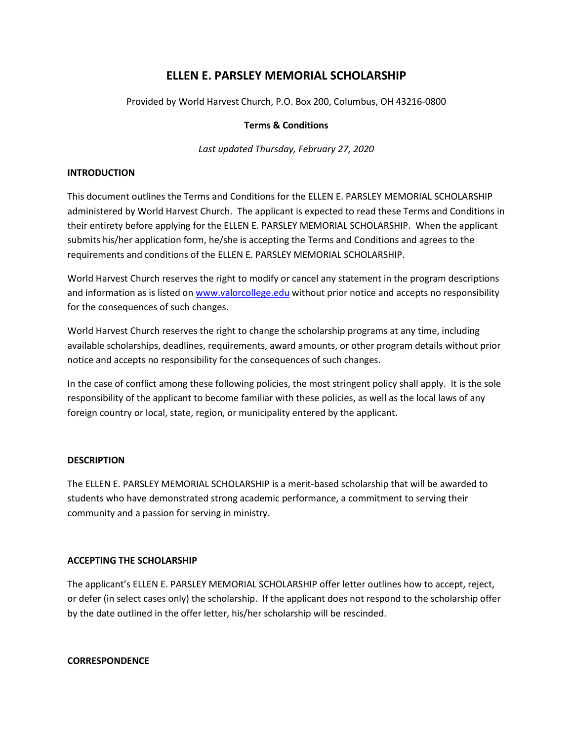# ELLEN E. PARSLEY MEMORIAL SCHOLARSHIP

Provided by World Harvest Church, P.O. Box 200, Columbus, OH 43216-0800

**Terms & Conditions**

*Last updated Thursday, February 27, 2020*

**INTRODUCTION**

This document outlines the Terms and Conditions for the ELLEN E. PARSLEY MEMORIAL SCHOLARSHIP administered by World Harvest Church. The applicant is expected to read these Terms and Conditions in their entirety before applying for the ELLEN E. PARSLEY MEMORIAL SCHOLARSHIP. When the applicant submits his/her application form, he/she is accepting the Terms and Conditions and agrees to the requirements and conditions of the ELLEN E. PARSLEY MEMORIAL SCHOLARSHIP.

World Harvest Church reserves the right to modify or cancel any statement in the program descriptions and information as is listed on [www.valorcollege.edu](http://www.valorcollege.edu) without prior notice and accepts no responsibility for the consequences of such changes.

World Harvest Church reserves the right to change the scholarship programs at any time, including available scholarships, deadlines, requirements, award amounts, or other program details without prior notice and accepts no responsibility for the consequences of such changes.

In the case of conflict among these following policies, the most stringent policy shall apply. It is the sole responsibility of the applicant to become familiar with these policies, as well as the local laws of any foreign country or local, state, region, or municipality entered by the applicant.

**DESCRIPTION**

The ELLEN E. PARSLEY MEMORIAL SCHOLARSHIP is a merit-based scholarship that will be awarded to students who have demonstrated strong academic performance, a commitment to serving their community and a passion for serving in ministry.

**ACCEPTING THE SCHOLARSHIP**

The applicant's ELLEN E. PARSLEY MEMORIAL SCHOLARSHIP offer letter outlines how to accept, reject, or defer (in select cases only) the scholarship. If the applicant does not respond to the scholarship offer by the date outlined in the offer letter, his/her scholarship will be rescinded.

**CORRESPONDENCE**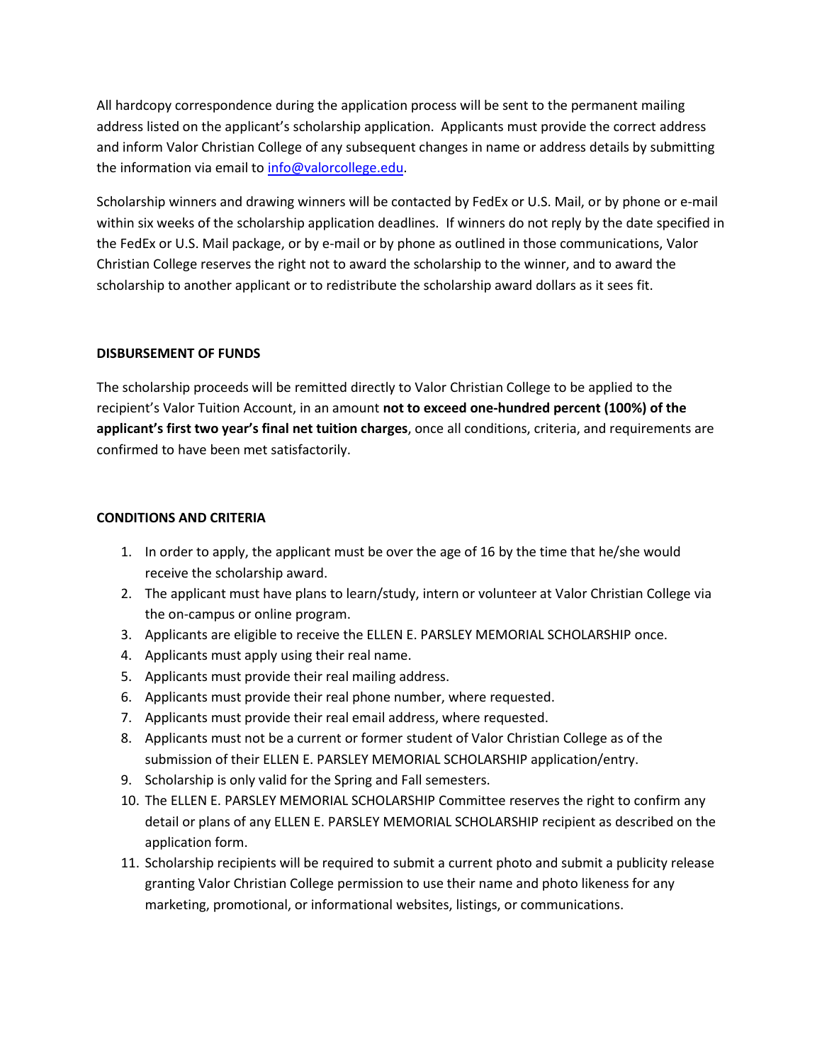All hardcopy correspondence during the application process will be sent to the permanent mailing address listed on the applicant's scholarship application. Applicants must provide the correct address and inform Valor Christian College of any subsequent changes in name or address details by submitting the information via email to info@valorcollege.edu.

Scholarship winners and drawing winners will be contacted by FedEx or U.S. Mail, or by phone or e-mail within six weeks of the scholarship application deadlines. If winners do not reply by the date specified in the FedEx or U.S. Mail package, or by e-mail or by phone as outlined in those communications, Valor Christian College reserves the right not to award the scholarship to the winner, and to award the scholarship to another applicant or to redistribute the scholarship award dollars as it sees fit.

**DISBURSEMENT OF FUNDS**

The scholarship proceeds will be remitted directly to Valor Christian College to be applied to the recipient's Valor Tuition Account, in an amount **not to exceed one-hundred percent (100%) of the applicant's first two year's final net tuition charges**, once all conditions, criteria, and requirements are confirmed to have been met satisfactorily.

**CONDITIONS AND CRITERIA**

1. In order to apply, the applicant must be over the age of 16 by the time that he/she would receive the scholarship award.
2. The applicant must have plans to learn/study, intern or volunteer at Valor Christian College via the on-campus or online program.
3. Applicants are eligible to receive the ELLEN E. PARSLEY MEMORIAL SCHOLARSHIP once.
4. Applicants must apply using their real name.
5. Applicants must provide their real mailing address.
6. Applicants must provide their real phone number, where requested.
7. Applicants must provide their real email address, where requested.
8. Applicants must not be a current or former student of Valor Christian College as of the submission of their ELLEN E. PARSLEY MEMORIAL SCHOLARSHIP application/entry.
9. Scholarship is only valid for the Spring and Fall semesters.
10. The ELLEN E. PARSLEY MEMORIAL SCHOLARSHIP Committee reserves the right to confirm any detail or plans of any ELLEN E. PARSLEY MEMORIAL SCHOLARSHIP recipient as described on the application form.
11. Scholarship recipients will be required to submit a current photo and submit a publicity release granting Valor Christian College permission to use their name and photo likeness for any marketing, promotional, or informational websites, listings, or communications.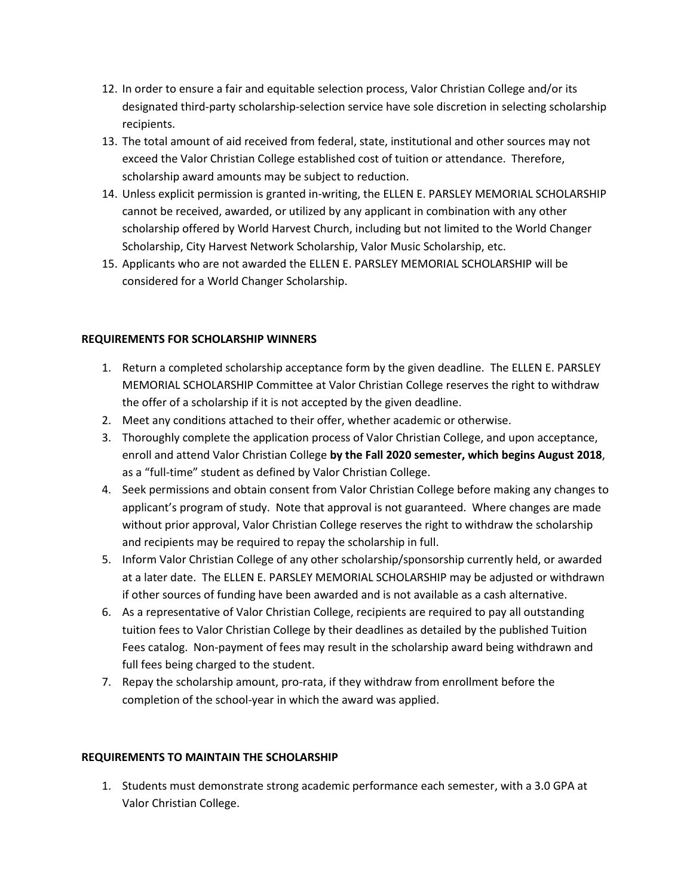12. In order to ensure a fair and equitable selection process, Valor Christian College and/or its designated third-party scholarship-selection service have sole discretion in selecting scholarship recipients.
13. The total amount of aid received from federal, state, institutional and other sources may not exceed the Valor Christian College established cost of tuition or attendance. Therefore, scholarship award amounts may be subject to reduction.
14. Unless explicit permission is granted in-writing, the ELLEN E. PARSLEY MEMORIAL SCHOLARSHIP cannot be received, awarded, or utilized by any applicant in combination with any other scholarship offered by World Harvest Church, including but not limited to the World Changer Scholarship, City Harvest Network Scholarship, Valor Music Scholarship, etc.
15. Applicants who are not awarded the ELLEN E. PARSLEY MEMORIAL SCHOLARSHIP will be considered for a World Changer Scholarship.

**REQUIREMENTS FOR SCHOLARSHIP WINNERS**

1. Return a completed scholarship acceptance form by the given deadline. The ELLEN E. PARSLEY MEMORIAL SCHOLARSHIP Committee at Valor Christian College reserves the right to withdraw the offer of a scholarship if it is not accepted by the given deadline.
2. Meet any conditions attached to their offer, whether academic or otherwise.
3. Thoroughly complete the application process of Valor Christian College, and upon acceptance, enroll and attend Valor Christian College **by the Fall 2020 semester, which begins August 2018**, as a "full-time" student as defined by Valor Christian College.
4. Seek permissions and obtain consent from Valor Christian College before making any changes to applicant's program of study. Note that approval is not guaranteed. Where changes are made without prior approval, Valor Christian College reserves the right to withdraw the scholarship and recipients may be required to repay the scholarship in full.
5. Inform Valor Christian College of any other scholarship/sponsorship currently held, or awarded at a later date. The ELLEN E. PARSLEY MEMORIAL SCHOLARSHIP may be adjusted or withdrawn if other sources of funding have been awarded and is not available as a cash alternative.
6. As a representative of Valor Christian College, recipients are required to pay all outstanding tuition fees to Valor Christian College by their deadlines as detailed by the published Tuition Fees catalog. Non-payment of fees may result in the scholarship award being withdrawn and full fees being charged to the student.
7. Repay the scholarship amount, pro-rata, if they withdraw from enrollment before the completion of the school-year in which the award was applied.

**REQUIREMENTS TO MAINTAIN THE SCHOLARSHIP**

1. Students must demonstrate strong academic performance each semester, with a 3.0 GPA at Valor Christian College.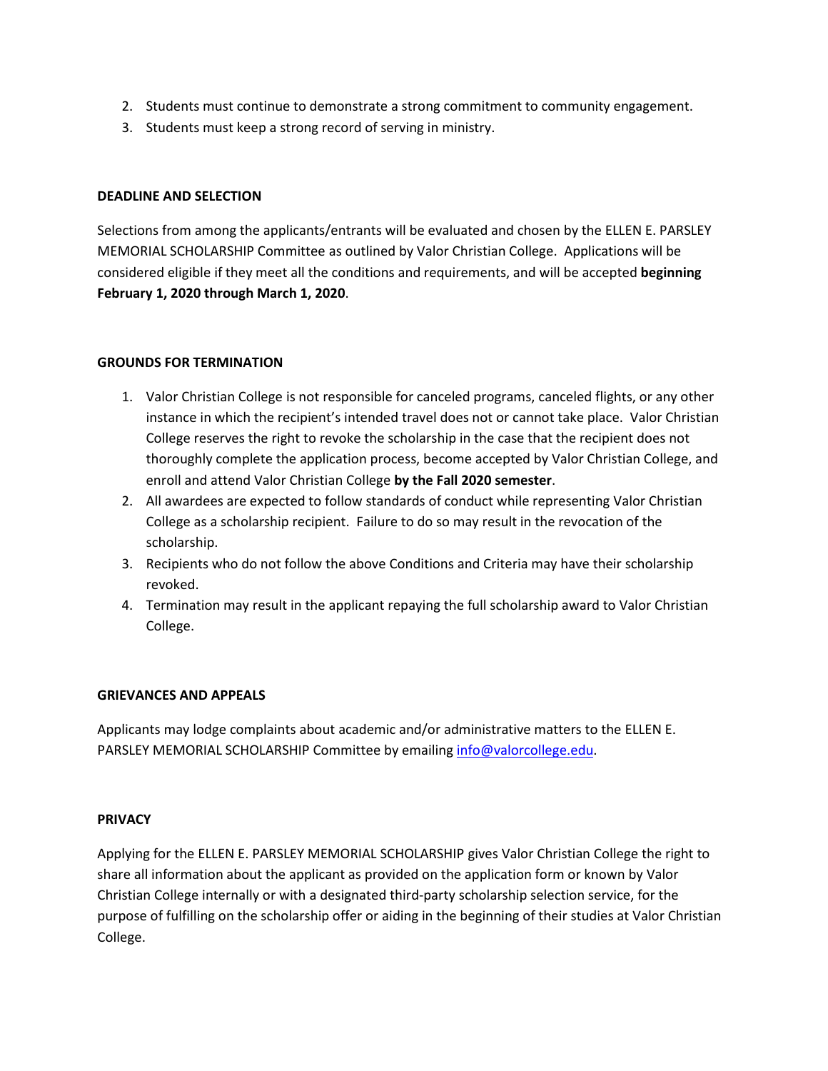2. Students must continue to demonstrate a strong commitment to community engagement.
3. Students must keep a strong record of serving in ministry.

**DEADLINE AND SELECTION**

Selections from among the applicants/entrants will be evaluated and chosen by the ELLEN E. PARSLEY MEMORIAL SCHOLARSHIP Committee as outlined by Valor Christian College. Applications will be considered eligible if they meet all the conditions and requirements, and will be accepted **beginning February 1, 2020 through March 1, 2020**.

**GROUNDS FOR TERMINATION**

1. Valor Christian College is not responsible for canceled programs, canceled flights, or any other instance in which the recipient's intended travel does not or cannot take place. Valor Christian College reserves the right to revoke the scholarship in the case that the recipient does not thoroughly complete the application process, become accepted by Valor Christian College, and enroll and attend Valor Christian College **by the Fall 2020 semester**.
2. All awardees are expected to follow standards of conduct while representing Valor Christian College as a scholarship recipient. Failure to do so may result in the revocation of the scholarship.
3. Recipients who do not follow the above Conditions and Criteria may have their scholarship revoked.
4. Termination may result in the applicant repaying the full scholarship award to Valor Christian College.

**GRIEVANCES AND APPEALS**

Applicants may lodge complaints about academic and/or administrative matters to the ELLEN E. PARSLEY MEMORIAL SCHOLARSHIP Committee by emailing [info@valorcollege.edu](mailto:info@valorcollege.edu).

**PRIVACY**

Applying for the ELLEN E. PARSLEY MEMORIAL SCHOLARSHIP gives Valor Christian College the right to share all information about the applicant as provided on the application form or known by Valor Christian College internally or with a designated third-party scholarship selection service, for the purpose of fulfilling on the scholarship offer or aiding in the beginning of their studies at Valor Christian College.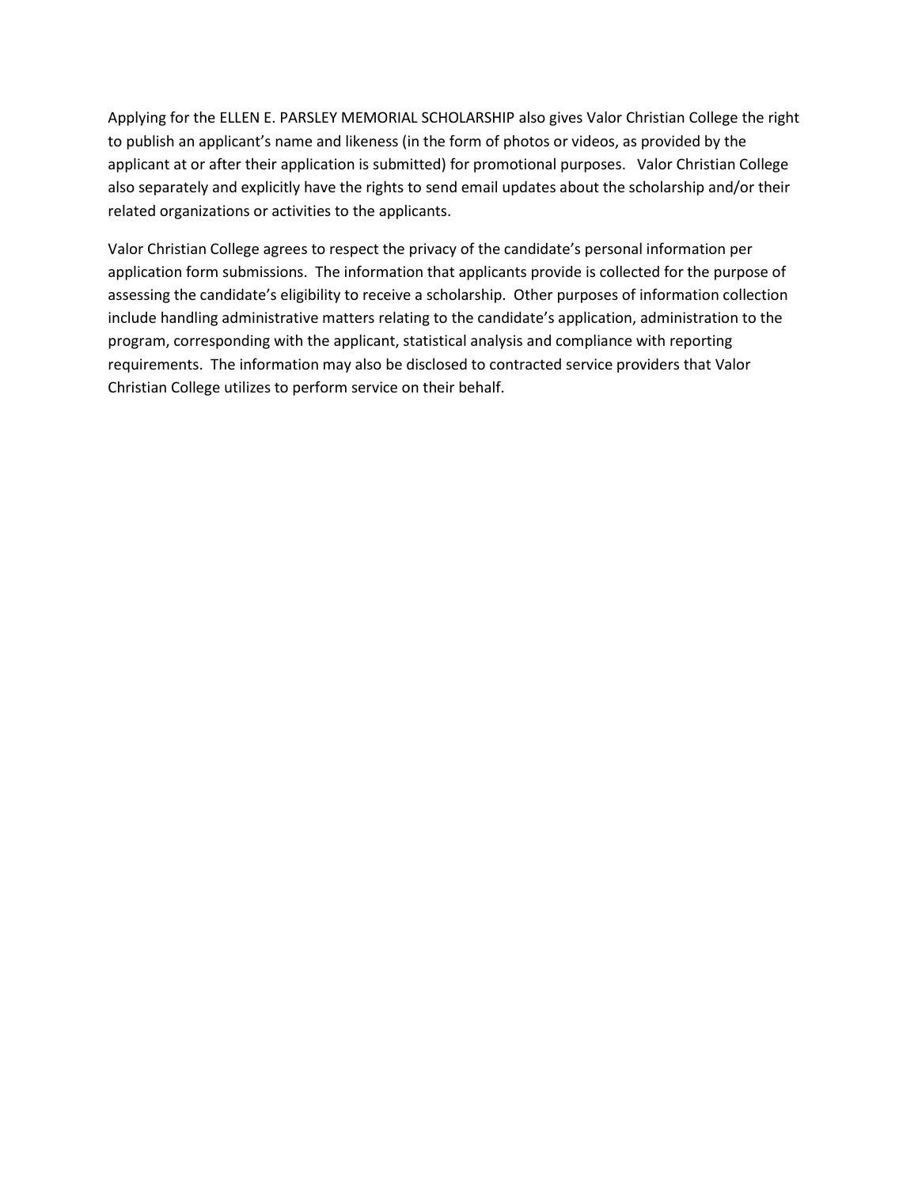Applying for the ELLEN E. PARSLEY MEMORIAL SCHOLARSHIP also gives Valor Christian College the right to publish an applicant's name and likeness (in the form of photos or videos, as provided by the applicant at or after their application is submitted) for promotional purposes. Valor Christian College also separately and explicitly have the rights to send email updates about the scholarship and/or their related organizations or activities to the applicants.

Valor Christian College agrees to respect the privacy of the candidate's personal information per application form submissions. The information that applicants provide is collected for the purpose of assessing the candidate's eligibility to receive a scholarship. Other purposes of information collection include handling administrative matters relating to the candidate's application, administration to the program, corresponding with the applicant, statistical analysis and compliance with reporting requirements. The information may also be disclosed to contracted service providers that Valor Christian College utilizes to perform service on their behalf.